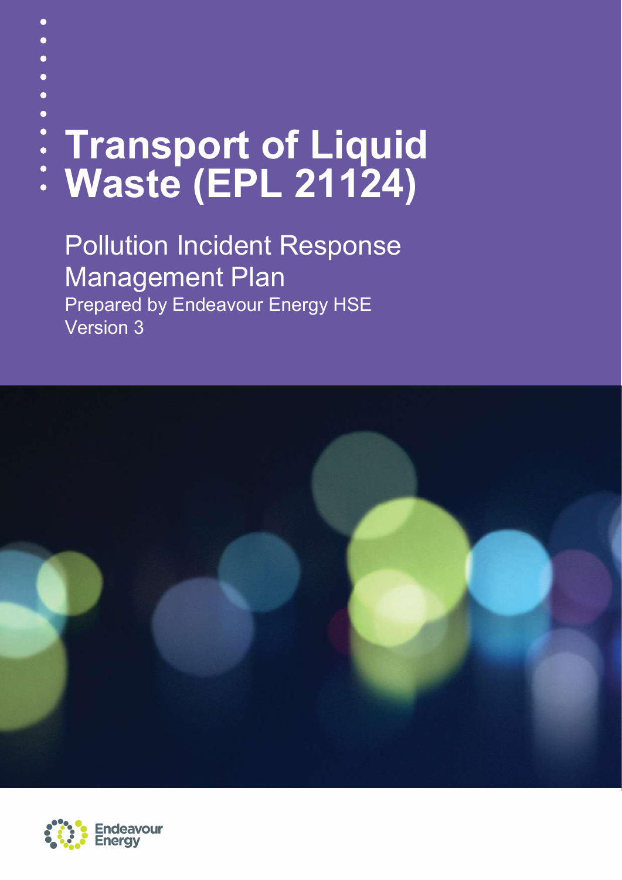# Transport of Liquid Waste (EPL 21124)

## Pollution Incident Response Management Plan

Prepared by Endeavour Energy HSE

Version 3

Endeavour Energy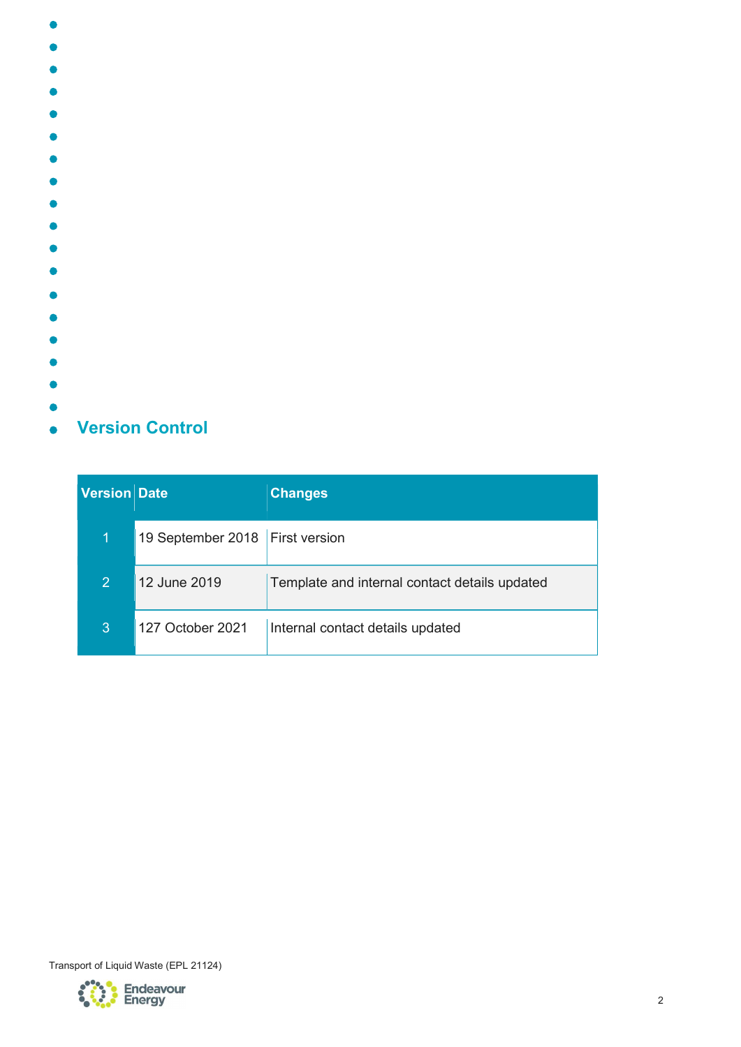## Version Control

| Version | Date | Changes |
|---|---|---|
| 1 | 19 September 2018 | First version |
| 2 | 12 June 2019 | Template and internal contact details updated |
| 3 | 127 October 2021 | Internal contact details updated |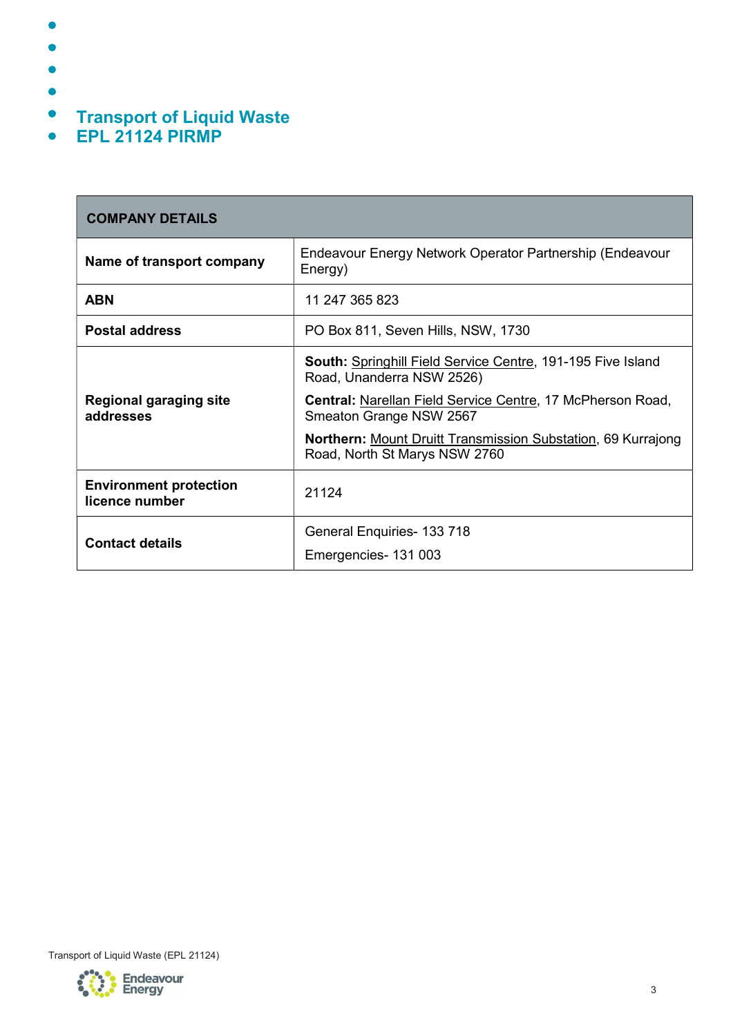# Transport of Liquid Waste
# EPL 21124 PIRMP

| COMPANY DETAILS | |
|---|---|
| **Name of transport company** | Endeavour Energy Network Operator Partnership (Endeavour Energy) |
| **ABN** | 11 247 365 823 |
| **Postal address** | PO Box 811, Seven Hills, NSW, 1730 |
| **Regional garaging site addresses** | **South:** Springhill Field Service Centre, 191-195 Five Island Road, Unanderra NSW 2526)<br>**Central:** Narellan Field Service Centre, 17 McPherson Road, Smeaton Grange NSW 2567<br>**Northern:** Mount Druitt Transmission Substation, 69 Kurrajong Road, North St Marys NSW 2760 |
| **Environment protection licence number** | 21124 |
| **Contact details** | General Enquiries- 133 718<br>Emergencies- 131 003 |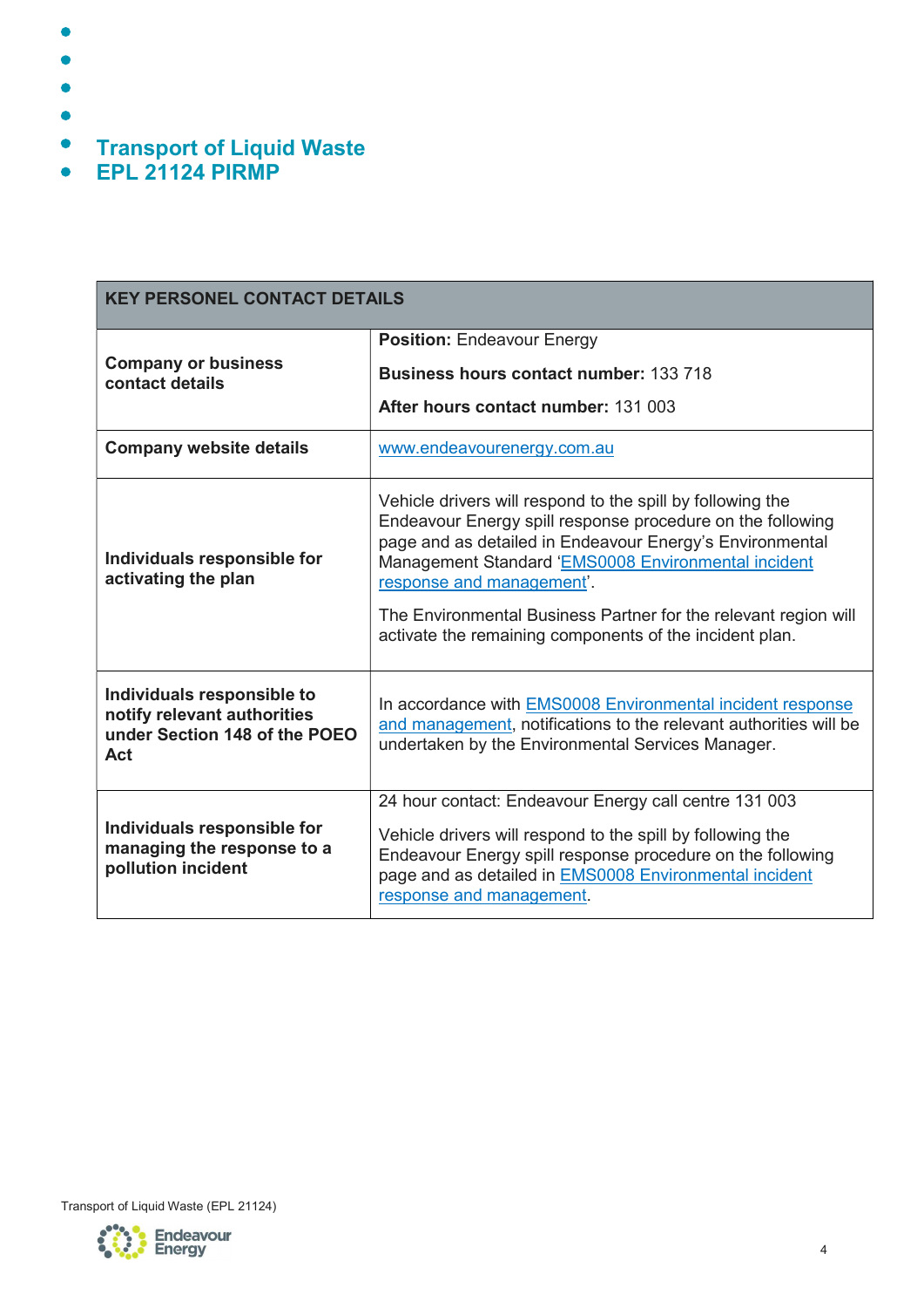# Transport of Liquid Waste
# EPL 21124 PIRMP

| KEY PERSONEL CONTACT DETAILS | |
|---|---|
| **Company or business contact details** | **Position:** Endeavour Energy<br><br>**Business hours contact number:** 133 718<br><br>**After hours contact number:** 131 003 |
| **Company website details** | www.endeavourenergy.com.au |
| **Individuals responsible for activating the plan** | Vehicle drivers will respond to the spill by following the Endeavour Energy spill response procedure on the following page and as detailed in Endeavour Energy's Environmental Management Standard 'EMS0008 Environmental incident response and management'.<br><br>The Environmental Business Partner for the relevant region will activate the remaining components of the incident plan. |
| **Individuals responsible to notify relevant authorities under Section 148 of the POEO Act** | In accordance with EMS0008 Environmental incident response and management, notifications to the relevant authorities will be undertaken by the Environmental Services Manager. |
| **Individuals responsible for managing the response to a pollution incident** | 24 hour contact: Endeavour Energy call centre 131 003<br><br>Vehicle drivers will respond to the spill by following the Endeavour Energy spill response procedure on the following page and as detailed in EMS0008 Environmental incident response and management. |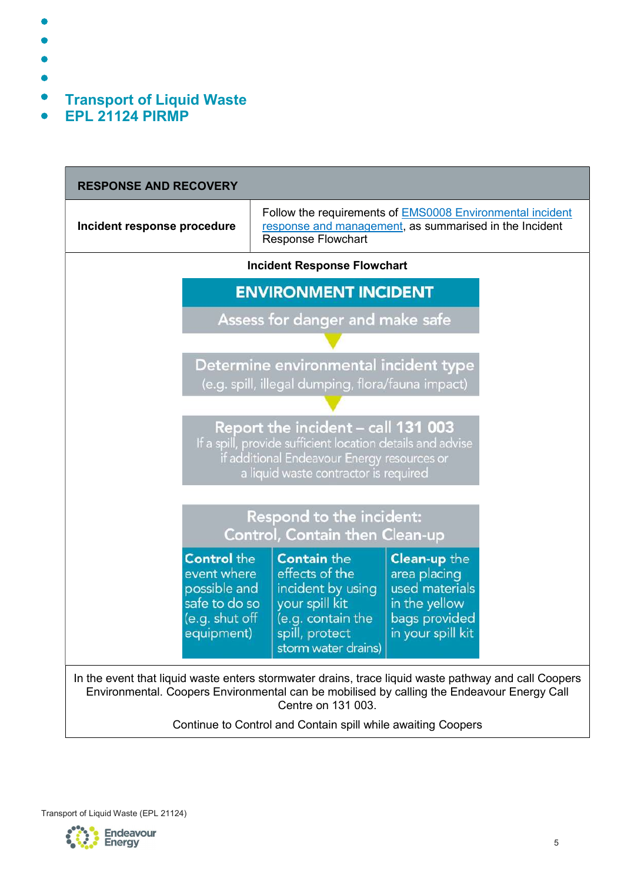## RESPONSE AND RECOVERY

| Incident response procedure | Follow the requirements of EMS0008 Environmental incident response and management, as summarised in the Incident Response Flowchart |
|---|---|

**Incident Response Flowchart**

**ENVIRONMENT INCIDENT**

Assess for danger and make safe

Determine environmental incident type (e.g. spill, illegal dumping, flora/fauna impact)

Report the incident – call 131 003

If a spill, provide sufficient location details and advise if additional Endeavour Energy resources or a liquid waste contractor is required

Respond to the incident: Control, Contain then Clean-up

| **Control** the event where possible and safe to do so (e.g. shut off equipment) | **Contain** the effects of the incident by using your spill kit (e.g. contain the spill, protect storm water drains) | **Clean-up** the area placing used materials in the yellow bags provided in your spill kit |
|---|---|---|

In the event that liquid waste enters stormwater drains, trace liquid waste pathway and call Coopers Environmental. Coopers Environmental can be mobilised by calling the Endeavour Energy Call Centre on 131 003.

Continue to Control and Contain spill while awaiting Coopers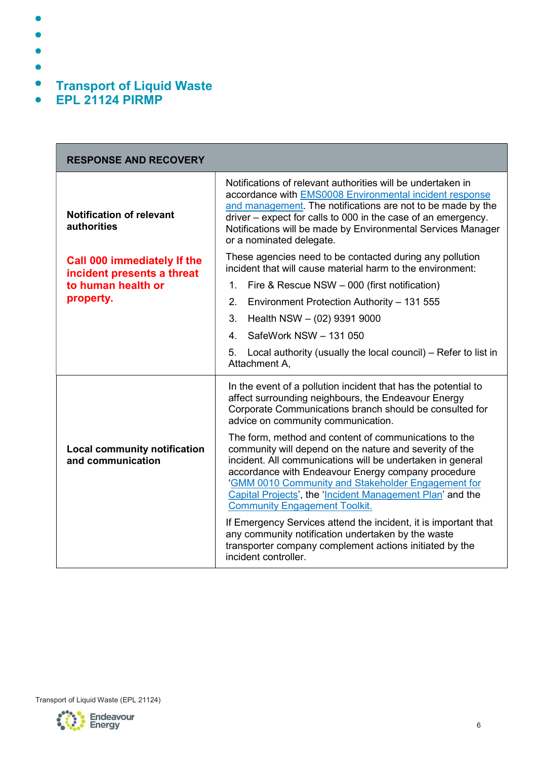| RESPONSE AND RECOVERY | |
|---|---|
| **Notification of relevant authorities**<br><br>**Call 000 immediately If the incident presents a threat to human health or property.** | Notifications of relevant authorities will be undertaken in accordance with EMS0008 Environmental incident response and management. The notifications are not to be made by the driver – expect for calls to 000 in the case of an emergency. Notifications will be made by Environmental Services Manager or a nominated delegate.<br><br>These agencies need to be contacted during any pollution incident that will cause material harm to the environment:<br><br>1. Fire & Rescue NSW – 000 (first notification)<br>2. Environment Protection Authority – 131 555<br>3. Health NSW – (02) 9391 9000<br>4. SafeWork NSW – 131 050<br>5. Local authority (usually the local council) – Refer to list in Attachment A, |
| **Local community notification and communication** | In the event of a pollution incident that has the potential to affect surrounding neighbours, the Endeavour Energy Corporate Communications branch should be consulted for advice on community communication.<br><br>The form, method and content of communications to the community will depend on the nature and severity of the incident. All communications will be undertaken in general accordance with Endeavour Energy company procedure 'GMM 0010 Community and Stakeholder Engagement for Capital Projects', the 'Incident Management Plan' and the Community Engagement Toolkit.<br><br>If Emergency Services attend the incident, it is important that any community notification undertaken by the waste transporter company complement actions initiated by the incident controller. |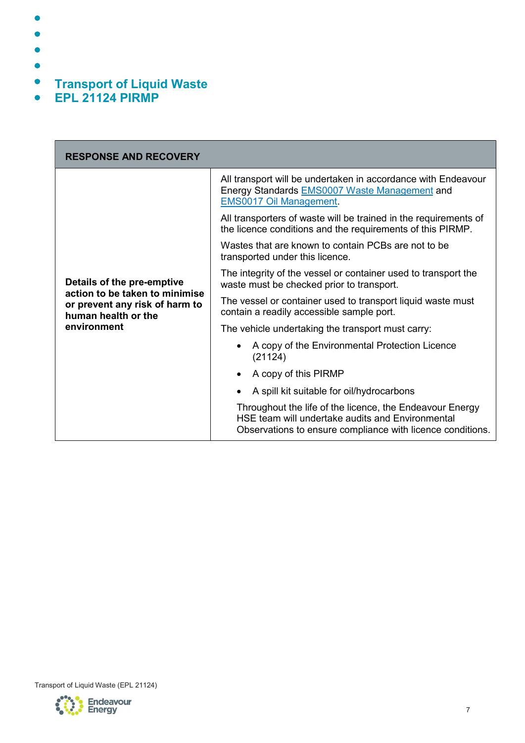# Transport of Liquid Waste
# EPL 21124 PIRMP

| RESPONSE AND RECOVERY | |
|---|---|
| **Details of the pre-emptive action to be taken to minimise or prevent any risk of harm to human health or the environment** | All transport will be undertaken in accordance with Endeavour Energy Standards [EMS0007 Waste Management]() and [EMS0017 Oil Management]().<br><br>All transporters of waste will be trained in the requirements of the licence conditions and the requirements of this PIRMP.<br><br>Wastes that are known to contain PCBs are not to be transported under this licence.<br><br>The integrity of the vessel or container used to transport the waste must be checked prior to transport.<br><br>The vessel or container used to transport liquid waste must contain a readily accessible sample port.<br><br>The vehicle undertaking the transport must carry:<br>• A copy of the Environmental Protection Licence (21124)<br>• A copy of this PIRMP<br>• A spill kit suitable for oil/hydrocarbons<br><br>Throughout the life of the licence, the Endeavour Energy HSE team will undertake audits and Environmental Observations to ensure compliance with licence conditions. |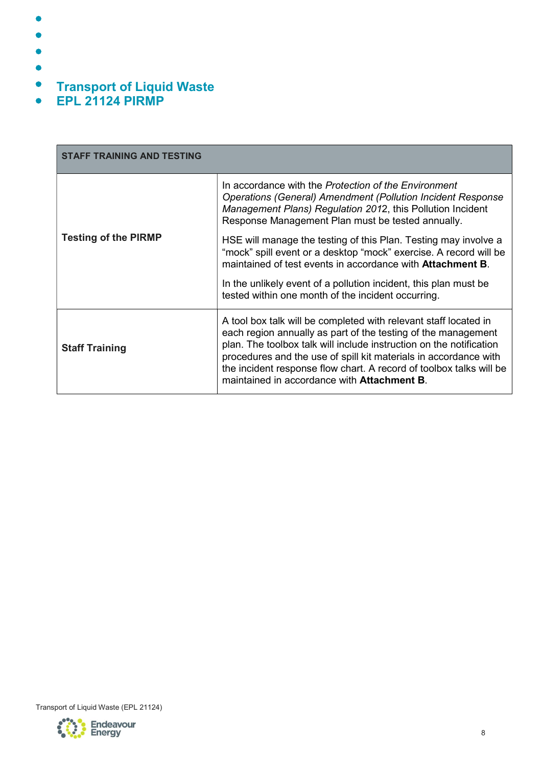| STAFF TRAINING AND TESTING | |
|---|---|
| **Testing of the PIRMP** | In accordance with the *Protection of the Environment Operations (General) Amendment (Pollution Incident Response Management Plans) Regulation 2012*, this Pollution Incident Response Management Plan must be tested annually.<br><br>HSE will manage the testing of this Plan. Testing may involve a "mock" spill event or a desktop "mock" exercise. A record will be maintained of test events in accordance with **Attachment B**.<br><br>In the unlikely event of a pollution incident, this plan must be tested within one month of the incident occurring. |
| **Staff Training** | A tool box talk will be completed with relevant staff located in each region annually as part of the testing of the management plan. The toolbox talk will include instruction on the notification procedures and the use of spill kit materials in accordance with the incident response flow chart. A record of toolbox talks will be maintained in accordance with **Attachment B**. |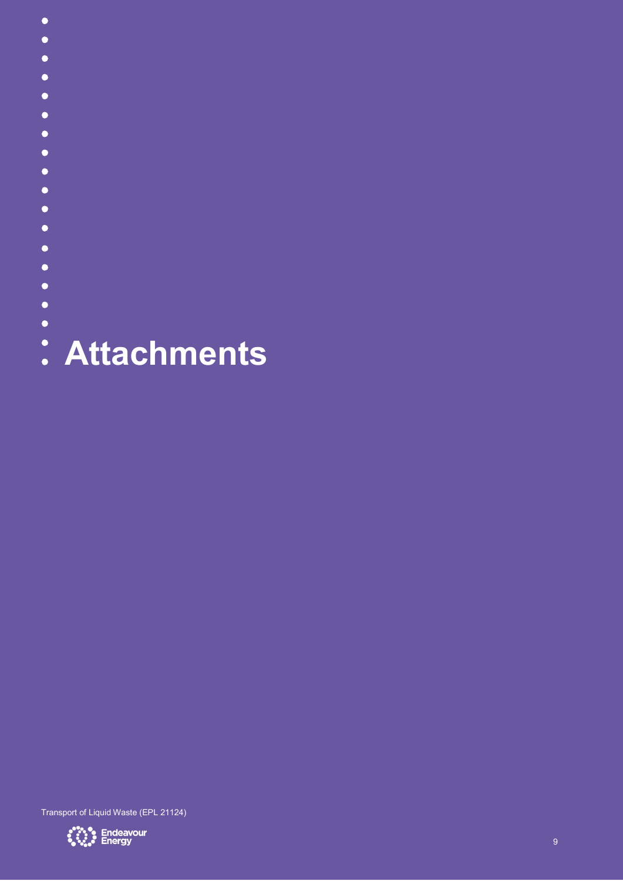# Attachments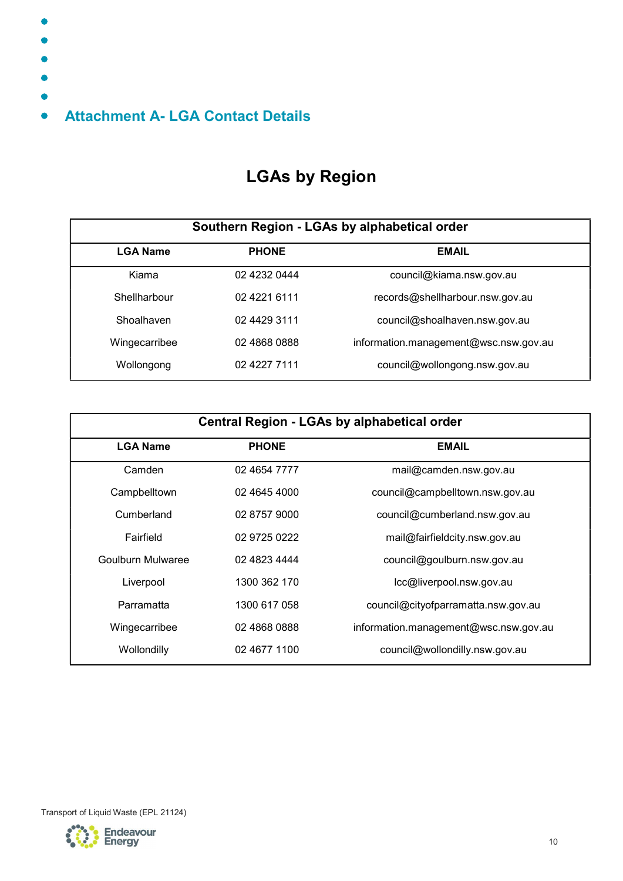## Attachment A- LGA Contact Details

# LGAs by Region

| Southern Region - LGAs by alphabetical order | | |
|---|---|---|
| **LGA Name** | **PHONE** | **EMAIL** |
| Kiama | 02 4232 0444 | council@kiama.nsw.gov.au |
| Shellharbour | 02 4221 6111 | records@shellharbour.nsw.gov.au |
| Shoalhaven | 02 4429 3111 | council@shoalhaven.nsw.gov.au |
| Wingecarribee | 02 4868 0888 | information.management@wsc.nsw.gov.au |
| Wollongong | 02 4227 7111 | council@wollongong.nsw.gov.au |

| Central Region - LGAs by alphabetical order | | |
|---|---|---|
| **LGA Name** | **PHONE** | **EMAIL** |
| Camden | 02 4654 7777 | mail@camden.nsw.gov.au |
| Campbelltown | 02 4645 4000 | council@campbelltown.nsw.gov.au |
| Cumberland | 02 8757 9000 | council@cumberland.nsw.gov.au |
| Fairfield | 02 9725 0222 | mail@fairfieldcity.nsw.gov.au |
| Goulburn Mulwaree | 02 4823 4444 | council@goulburn.nsw.gov.au |
| Liverpool | 1300 362 170 | lcc@liverpool.nsw.gov.au |
| Parramatta | 1300 617 058 | council@cityofparramatta.nsw.gov.au |
| Wingecarribee | 02 4868 0888 | information.management@wsc.nsw.gov.au |
| Wollondilly | 02 4677 1100 | council@wollondilly.nsw.gov.au |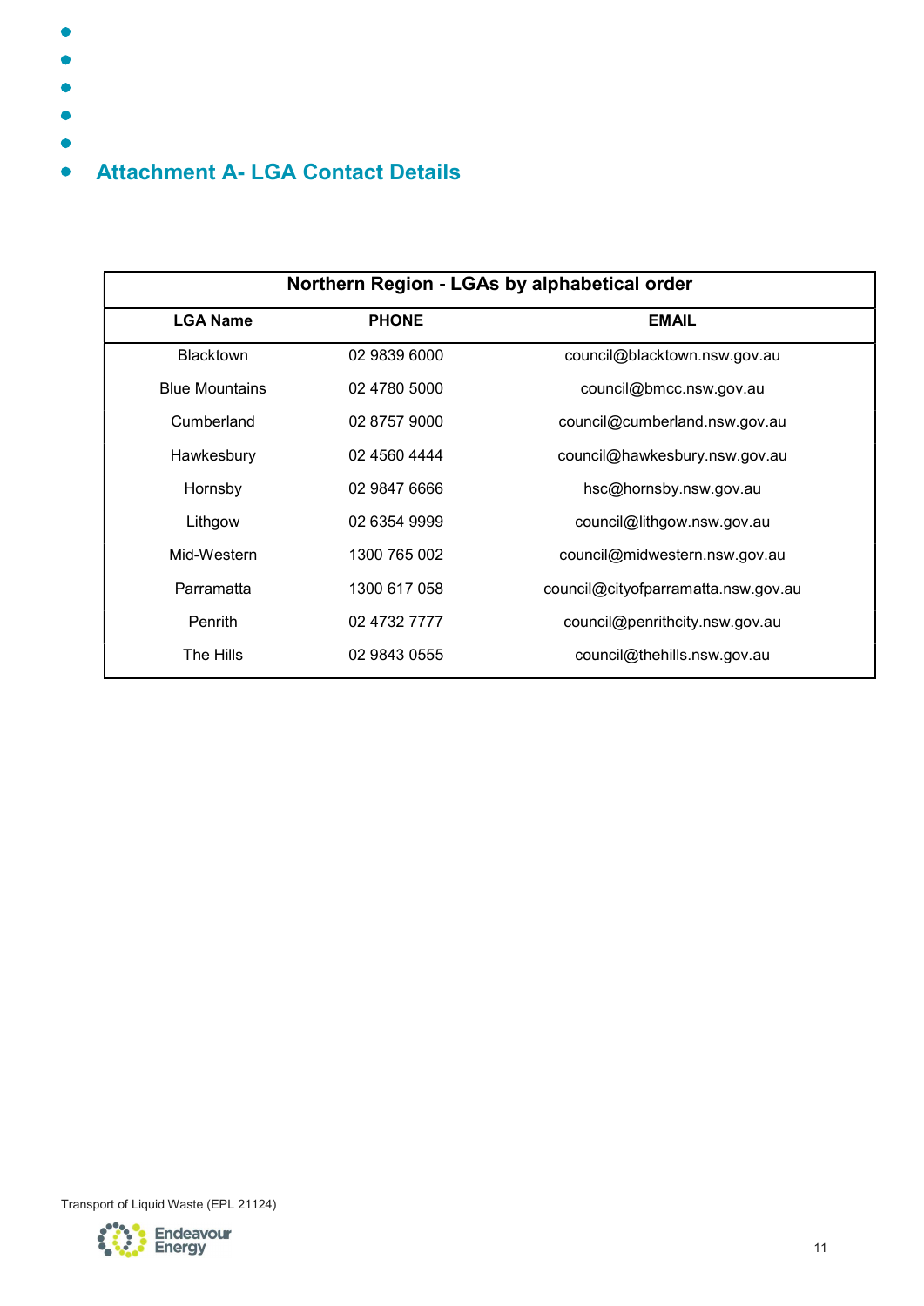## Attachment A- LGA Contact Details

| Northern Region - LGAs by alphabetical order | | |
|---|---|---|
| **LGA Name** | **PHONE** | **EMAIL** |
| Blacktown | 02 9839 6000 | council@blacktown.nsw.gov.au |
| Blue Mountains | 02 4780 5000 | council@bmcc.nsw.gov.au |
| Cumberland | 02 8757 9000 | council@cumberland.nsw.gov.au |
| Hawkesbury | 02 4560 4444 | council@hawkesbury.nsw.gov.au |
| Hornsby | 02 9847 6666 | hsc@hornsby.nsw.gov.au |
| Lithgow | 02 6354 9999 | council@lithgow.nsw.gov.au |
| Mid-Western | 1300 765 002 | council@midwestern.nsw.gov.au |
| Parramatta | 1300 617 058 | council@cityofparramatta.nsw.gov.au |
| Penrith | 02 4732 7777 | council@penrithcity.nsw.gov.au |
| The Hills | 02 9843 0555 | council@thehills.nsw.gov.au |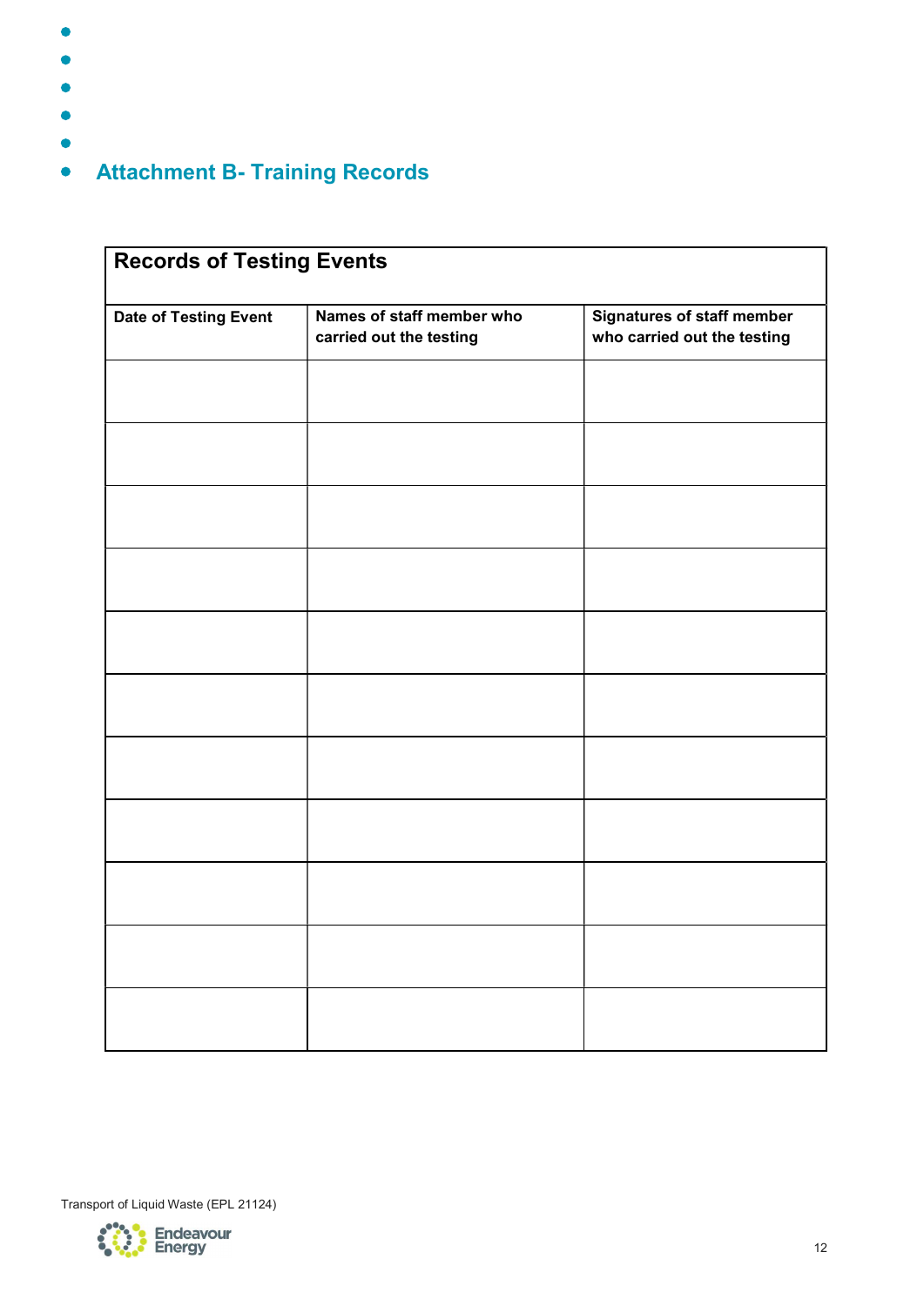## Attachment B- Training Records

| Records of Testing Events | | |
|---|---|---|
| **Date of Testing Event** | **Names of staff member who carried out the testing** | **Signatures of staff member who carried out the testing** |
| | | |
| | | |
| | | |
| | | |
| | | |
| | | |
| | | |
| | | |
| | | |
| | | |
| | | |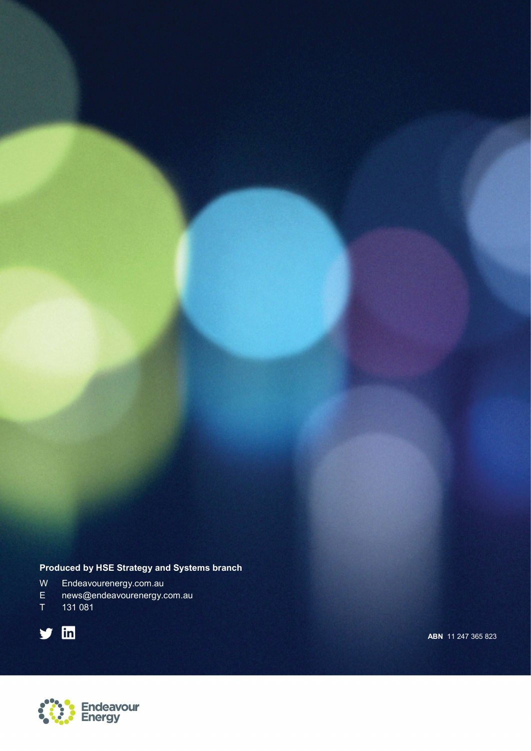**Produced by HSE Strategy and Systems branch**

W Endeavourenergy.com.au
E news@endeavourenergy.com.au
T 131 081

**ABN** 11 247 365 823

Endeavour Energy